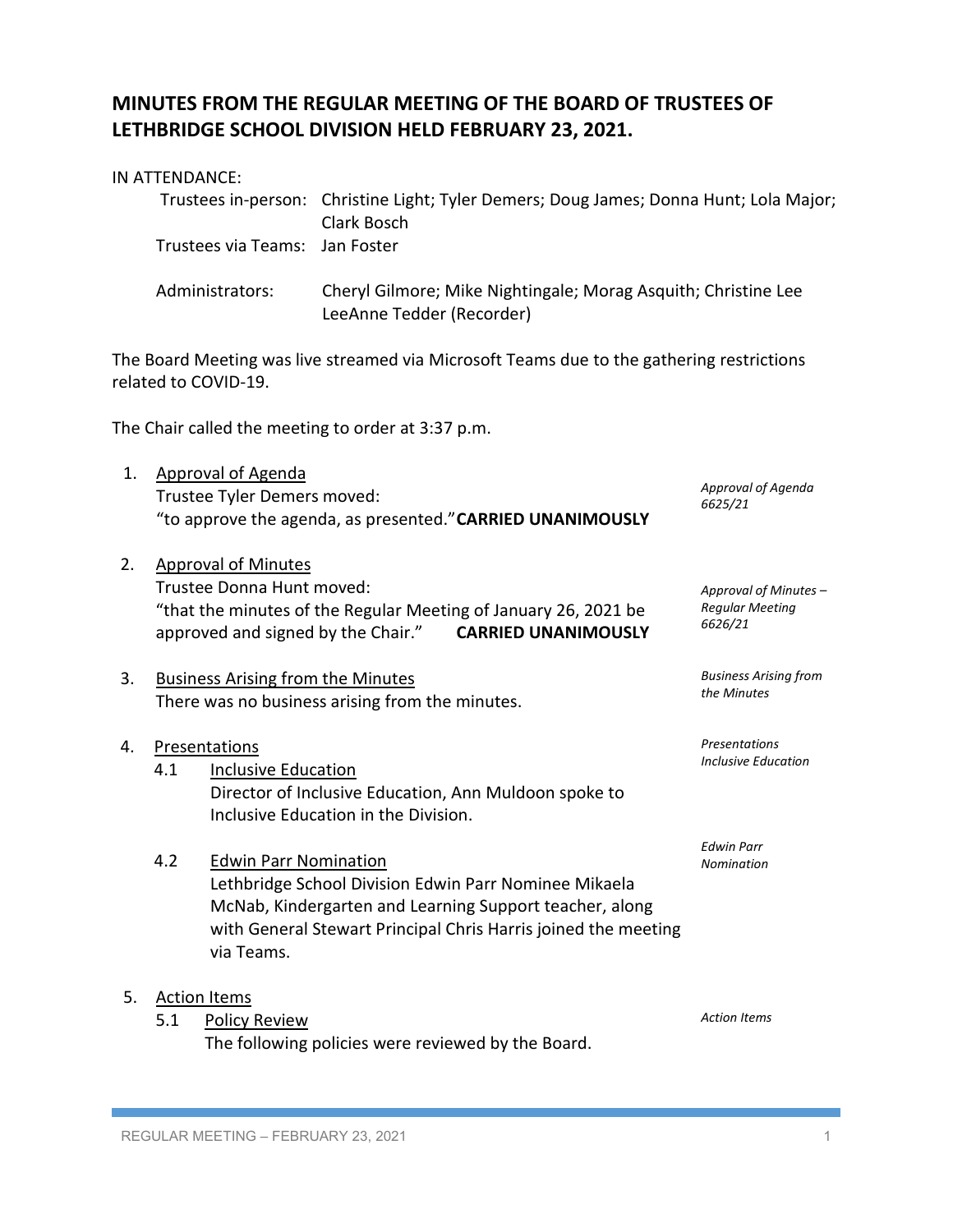# MINUTES FROM THE REGULAR MEETING OF THE BOARD OF TRUSTEES OF LETHBRIDGE SCHOOL DIVISION HELD FEBRUARY 23, 2021.

IN ATTENDANCE:

Trustees in-person: Christine Light; Tyler Demers; Doug James; Donna Hunt; Lola Major; Clark Bosch

Trustees via Teams: Jan Foster

Administrators: Cheryl Gilmore; Mike Nightingale; Morag Asquith; Christine Lee
LeeAnne Tedder (Recorder)

The Board Meeting was live streamed via Microsoft Teams due to the gathering restrictions related to COVID-19.

The Chair called the meeting to order at 3:37 p.m.

1. Approval of Agenda

   *Approval of Agenda 6625/21*

   Trustee Tyler Demers moved:
   "to approve the agenda, as presented." **CARRIED UNANIMOUSLY**

2. Approval of Minutes

   *Approval of Minutes – Regular Meeting 6626/21*

   Trustee Donna Hunt moved:
   "that the minutes of the Regular Meeting of January 26, 2021 be approved and signed by the Chair." **CARRIED UNANIMOUSLY**

3. Business Arising from the Minutes

   *Business Arising from the Minutes*

   There was no business arising from the minutes.

4. Presentations

   *Presentations*

   4.1 Inclusive Education

   *Inclusive Education*

   Director of Inclusive Education, Ann Muldoon spoke to Inclusive Education in the Division.

   4.2 Edwin Parr Nomination

   *Edwin Parr Nomination*

   Lethbridge School Division Edwin Parr Nominee Mikaela McNab, Kindergarten and Learning Support teacher, along with General Stewart Principal Chris Harris joined the meeting via Teams.

5. Action Items

   *Action Items*

   5.1 Policy Review

   The following policies were reviewed by the Board.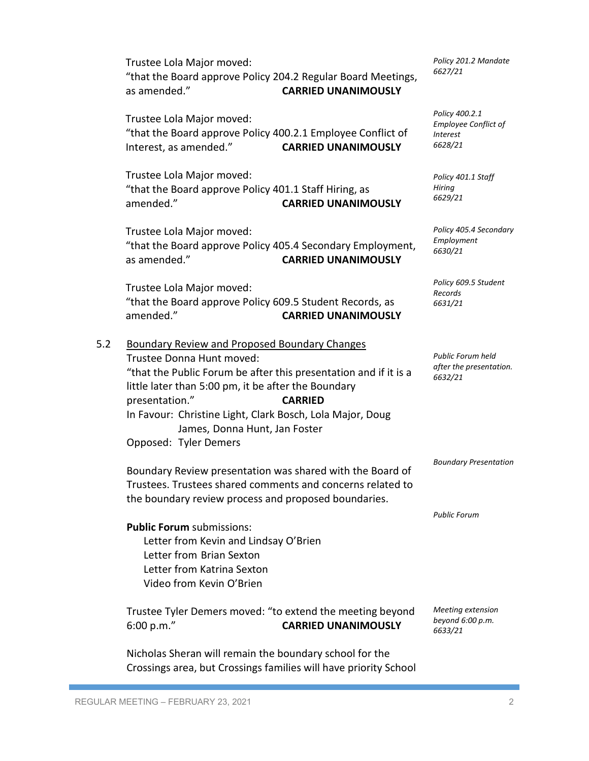Trustee Lola Major moved:
"that the Board approve Policy 204.2 Regular Board Meetings, as amended." **CARRIED UNANIMOUSLY**

*Policy 201.2 Mandate 6627/21*

Trustee Lola Major moved:
"that the Board approve Policy 400.2.1 Employee Conflict of Interest, as amended." **CARRIED UNANIMOUSLY**

*Policy 400.2.1 Employee Conflict of Interest 6628/21*

Trustee Lola Major moved:
"that the Board approve Policy 401.1 Staff Hiring, as amended." **CARRIED UNANIMOUSLY**

*Policy 401.1 Staff Hiring 6629/21*

Trustee Lola Major moved:
"that the Board approve Policy 405.4 Secondary Employment, as amended." **CARRIED UNANIMOUSLY**

*Policy 405.4 Secondary Employment 6630/21*

Trustee Lola Major moved:
"that the Board approve Policy 609.5 Student Records, as amended." **CARRIED UNANIMOUSLY**

*Policy 609.5 Student Records 6631/21*

5.2 Boundary Review and Proposed Boundary Changes

Trustee Donna Hunt moved:
"that the Public Forum be after this presentation and if it is a little later than 5:00 pm, it be after the Boundary presentation." **CARRIED**

In Favour: Christine Light, Clark Bosch, Lola Major, Doug James, Donna Hunt, Jan Foster
Opposed: Tyler Demers

*Public Forum held after the presentation. 6632/21*

*Boundary Presentation*

Boundary Review presentation was shared with the Board of Trustees. Trustees shared comments and concerns related to the boundary review process and proposed boundaries.

*Public Forum*

**Public Forum** submissions:

- Letter from Kevin and Lindsay O'Brien
- Letter from Brian Sexton
- Letter from Katrina Sexton
- Video from Kevin O'Brien

Trustee Tyler Demers moved: "to extend the meeting beyond 6:00 p.m." **CARRIED UNANIMOUSLY**

*Meeting extension beyond 6:00 p.m. 6633/21*

Nicholas Sheran will remain the boundary school for the Crossings area, but Crossings families will have priority School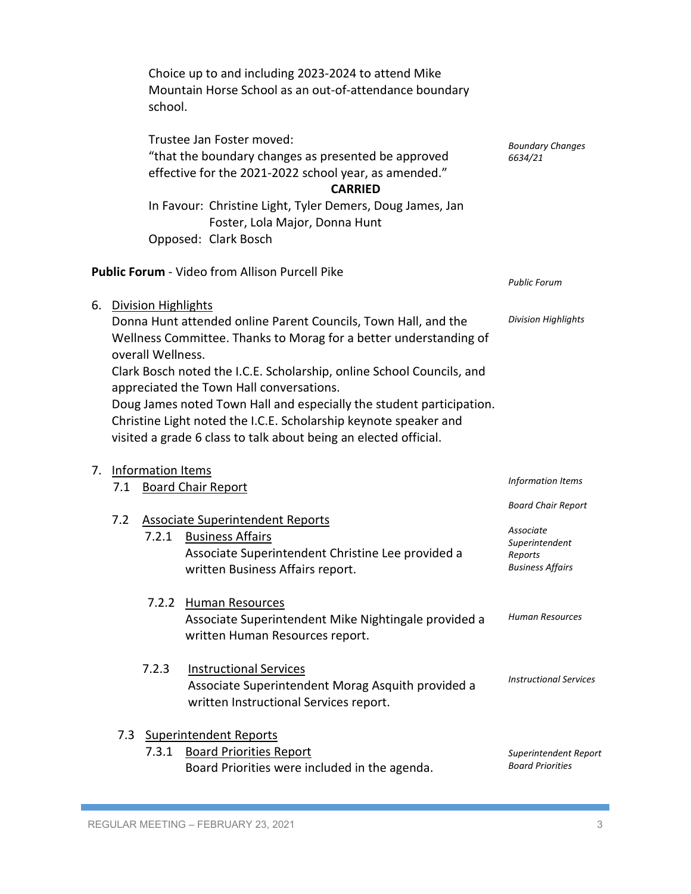Choice up to and including 2023-2024 to attend Mike Mountain Horse School as an out-of-attendance boundary school.

*Boundary Changes 6634/21*

Trustee Jan Foster moved:
"that the boundary changes as presented be approved effective for the 2021-2022 school year, as amended."

**CARRIED**

In Favour: Christine Light, Tyler Demers, Doug James, Jan Foster, Lola Major, Donna Hunt
Opposed: Clark Bosch

*Public Forum*

**Public Forum** - Video from Allison Purcell Pike

*Division Highlights*

6. Division Highlights
   Donna Hunt attended online Parent Councils, Town Hall, and the Wellness Committee. Thanks to Morag for a better understanding of overall Wellness.
   Clark Bosch noted the I.C.E. Scholarship, online School Councils, and appreciated the Town Hall conversations.
   Doug James noted Town Hall and especially the student participation.
   Christine Light noted the I.C.E. Scholarship keynote speaker and visited a grade 6 class to talk about being an elected official.

*Information Items*

7. Information Items

   *Board Chair Report*

   7.1 Board Chair Report

   *Associate Superintendent Reports Business Affairs*

   7.2 Associate Superintendent Reports
      7.2.1 Business Affairs
      Associate Superintendent Christine Lee provided a written Business Affairs report.

      *Human Resources*

      7.2.2 Human Resources
      Associate Superintendent Mike Nightingale provided a written Human Resources report.

      *Instructional Services*

      7.2.3 Instructional Services
      Associate Superintendent Morag Asquith provided a written Instructional Services report.

   *Superintendent Report Board Priorities*

   7.3 Superintendent Reports
      7.3.1 Board Priorities Report
      Board Priorities were included in the agenda.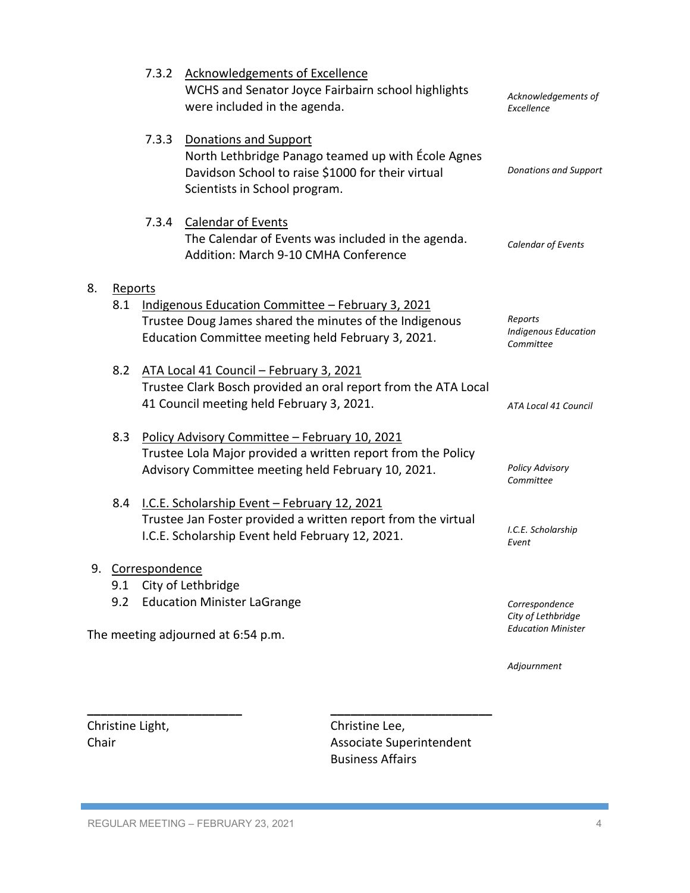7.3.2 Acknowledgements of Excellence

WCHS and Senator Joyce Fairbairn school highlights were included in the agenda.

*Acknowledgements of Excellence*

7.3.3 Donations and Support

North Lethbridge Panago teamed up with École Agnes Davidson School to raise $1000 for their virtual Scientists in School program.

*Donations and Support*

7.3.4 Calendar of Events

The Calendar of Events was included in the agenda. Addition: March 9-10 CMHA Conference

*Calendar of Events*

8. Reports

*Reports*

8.1 Indigenous Education Committee – February 3, 2021

Trustee Doug James shared the minutes of the Indigenous Education Committee meeting held February 3, 2021.

*Indigenous Education Committee*

8.2 ATA Local 41 Council – February 3, 2021

Trustee Clark Bosch provided an oral report from the ATA Local 41 Council meeting held February 3, 2021.

*ATA Local 41 Council*

8.3 Policy Advisory Committee – February 10, 2021

Trustee Lola Major provided a written report from the Policy Advisory Committee meeting held February 10, 2021.

*Policy Advisory Committee*

8.4 I.C.E. Scholarship Event – February 12, 2021

Trustee Jan Foster provided a written report from the virtual I.C.E. Scholarship Event held February 12, 2021.

*I.C.E. Scholarship Event*

9. Correspondence

*Correspondence*

9.1 City of Lethbridge

*City of Lethbridge*

9.2 Education Minister LaGrange

*Education Minister*

The meeting adjourned at 6:54 p.m.

*Adjournment*

\_\_\_\_\_\_\_\_\_\_\_\_\_\_\_\_\_\_\_\_\_\_\_\_

Christine Light,
Chair

\_\_\_\_\_\_\_\_\_\_\_\_\_\_\_\_\_\_\_\_\_\_\_\_

Christine Lee,
Associate Superintendent
Business Affairs